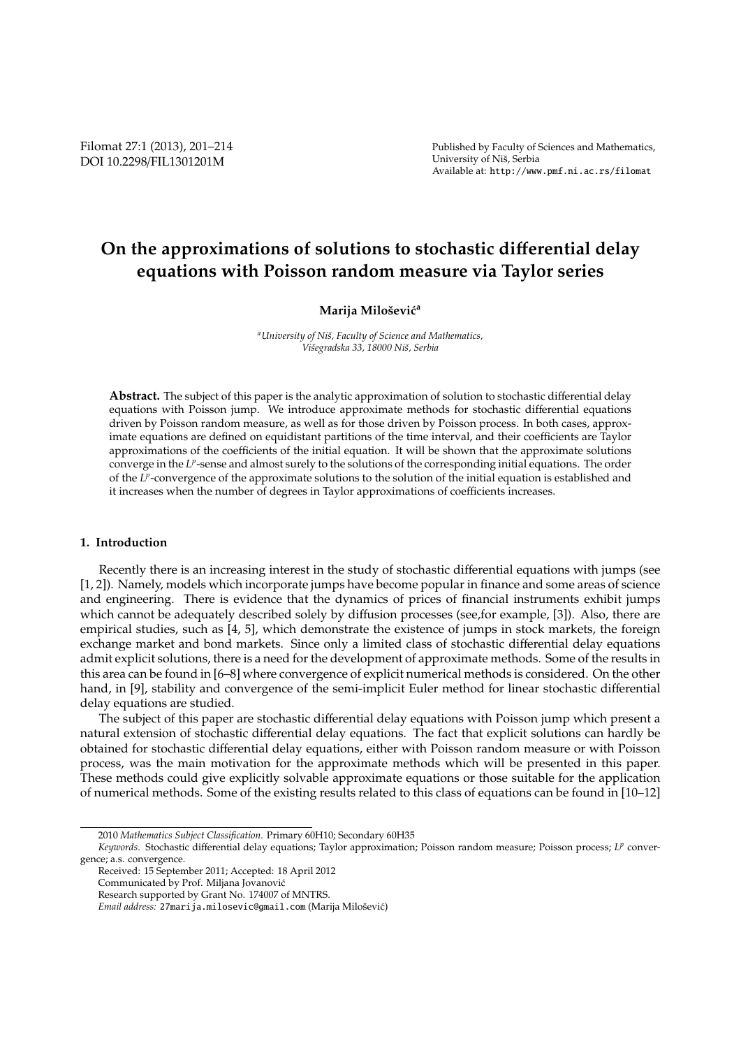# On the approximations of solutions to stochastic differential delay equations with Poisson random measure via Taylor series

**Marija Milošević**[a]

[a] *University of Niš, Faculty of Science and Mathematics, Višegradska 33, 18000 Niš, Serbia*

**Abstract.** The subject of this paper is the analytic approximation of solution to stochastic differential delay equations with Poisson jump. We introduce approximate methods for stochastic differential equations driven by Poisson random measure, as well as for those driven by Poisson process. In both cases, approximate equations are defined on equidistant partitions of the time interval, and their coefficients are Taylor approximations of the coefficients of the initial equation. It will be shown that the approximate solutions converge in the $L^p$-sense and almost surely to the solutions of the corresponding initial equations. The order of the $L^p$-convergence of the approximate solutions to the solution of the initial equation is established and it increases when the number of degrees in Taylor approximations of coefficients increases.

## 1. Introduction

Recently there is an increasing interest in the study of stochastic differential equations with jumps (see [1, 2]). Namely, models which incorporate jumps have become popular in finance and some areas of science and engineering. There is evidence that the dynamics of prices of financial instruments exhibit jumps which cannot be adequately described solely by diffusion processes (see,for example, [3]). Also, there are empirical studies, such as [4, 5], which demonstrate the existence of jumps in stock markets, the foreign exchange market and bond markets. Since only a limited class of stochastic differential delay equations admit explicit solutions, there is a need for the development of approximate methods. Some of the results in this area can be found in [6–8] where convergence of explicit numerical methods is considered. On the other hand, in [9], stability and convergence of the semi-implicit Euler method for linear stochastic differential delay equations are studied.

The subject of this paper are stochastic differential delay equations with Poisson jump which present a natural extension of stochastic differential delay equations. The fact that explicit solutions can hardly be obtained for stochastic differential delay equations, either with Poisson random measure or with Poisson process, was the main motivation for the approximate methods which will be presented in this paper. These methods could give explicitly solvable approximate equations or those suitable for the application of numerical methods. Some of the existing results related to this class of equations can be found in [10–12]

---

2010 *Mathematics Subject Classification*. Primary 60H10; Secondary 60H35

*Keywords*. Stochastic differential delay equations; Taylor approximation; Poisson random measure; Poisson process; $L^p$ convergence; a.s. convergence.

Received: 15 September 2011; Accepted: 18 April 2012

Communicated by Prof. Miljana Jovanović

Research supported by Grant No. 174007 of MNTRS.

*Email address:* 27marija.milosevic@gmail.com (Marija Milošević)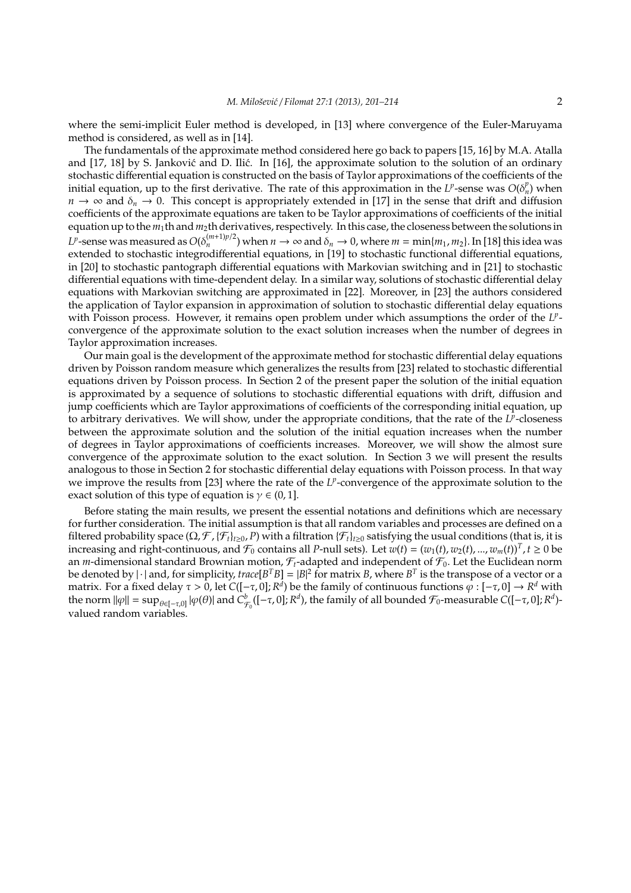where the semi-implicit Euler method is developed, in [13] where convergence of the Euler-Maruyama method is considered, as well as in [14].

The fundamentals of the approximate method considered here go back to papers [15, 16] by M.A. Atalla and [17, 18] by S. Janković and D. Ilić. In [16], the approximate solution to the solution of an ordinary stochastic differential equation is constructed on the basis of Taylor approximations of the coefficients of the initial equation, up to the first derivative. The rate of this approximation in the $L^p$-sense was $O(\delta_n^p)$ when $n \to \infty$ and $\delta_n \to 0$. This concept is appropriately extended in [17] in the sense that drift and diffusion coefficients of the approximate equations are taken to be Taylor approximations of coefficients of the initial equation up to the $m_1$th and $m_2$th derivatives, respectively. In this case, the closeness between the solutions in $L^p$-sense was measured as $O(\delta_n^{(m+1)p/2})$ when $n \to \infty$ and $\delta_n \to 0$, where $m = \min\{m_1, m_2\}$. In [18] this idea was extended to stochastic integrodifferential equations, in [19] to stochastic functional differential equations, in [20] to stochastic pantograph differential equations with Markovian switching and in [21] to stochastic differential equations with time-dependent delay. In a similar way, solutions of stochastic differential delay equations with Markovian switching are approximated in [22]. Moreover, in [23] the authors considered the application of Taylor expansion in approximation of solution to stochastic differential delay equations with Poisson process. However, it remains open problem under which assumptions the order of the $L^p$-convergence of the approximate solution to the exact solution increases when the number of degrees in Taylor approximation increases.

Our main goal is the development of the approximate method for stochastic differential delay equations driven by Poisson random measure which generalizes the results from [23] related to stochastic differential equations driven by Poisson process. In Section 2 of the present paper the solution of the initial equation is approximated by a sequence of solutions to stochastic differential equations with drift, diffusion and jump coefficients which are Taylor approximations of coefficients of the corresponding initial equation, up to arbitrary derivatives. We will show, under the appropriate conditions, that the rate of the $L^p$-closeness between the approximate solution and the solution of the initial equation increases when the number of degrees in Taylor approximations of coefficients increases. Moreover, we will show the almost sure convergence of the approximate solution to the exact solution. In Section 3 we will present the results analogous to those in Section 2 for stochastic differential delay equations with Poisson process. In that way we improve the results from [23] where the rate of the $L^p$-convergence of the approximate solution to the exact solution of this type of equation is $\gamma \in (0, 1]$.

Before stating the main results, we present the essential notations and definitions which are necessary for further consideration. The initial assumption is that all random variables and processes are defined on a filtered probability space $(\Omega, \mathcal{F}, \{\mathcal{F}_t\}_{t\geq 0}, P)$ with a filtration $\{\mathcal{F}_t\}_{t\geq 0}$ satisfying the usual conditions (that is, it is increasing and right-continuous, and $\mathcal{F}_0$ contains all $P$-null sets). Let $w(t) = (w_1(t), w_2(t), ..., w_m(t))^T, t \geq 0$ be an $m$-dimensional standard Brownian motion, $\mathcal{F}_t$-adapted and independent of $\mathcal{F}_0$. Let the Euclidean norm be denoted by $|\cdot|$ and, for simplicity, $trace[B^T B] = |B|^2$ for matrix $B$, where $B^T$ is the transpose of a vector or a matrix. For a fixed delay $\tau > 0$, let $C([-\tau, 0]; R^d)$ be the family of continuous functions $\varphi : [-\tau, 0] \to R^d$ with the norm $\|\varphi\| = \sup_{\theta\in[-\tau,0]} |\varphi(\theta)|$ and $C^b_{\mathcal{F}_0}([-\tau, 0]; R^d)$, the family of all bounded $\mathcal{F}_0$-measurable $C([-\tau, 0]; R^d)$-valued random variables.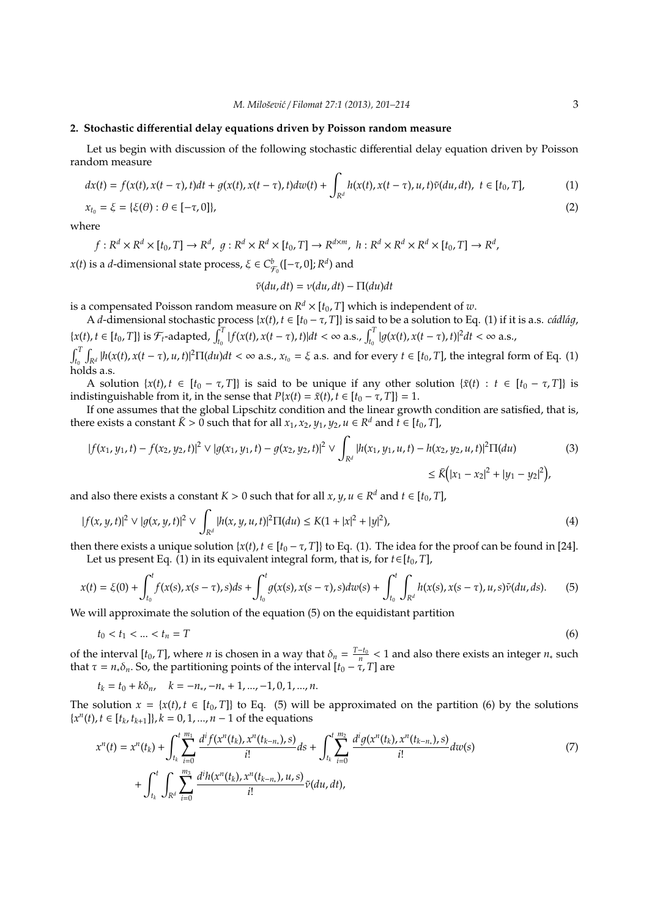## 2. Stochastic differential delay equations driven by Poisson random measure

Let us begin with discussion of the following stochastic differential delay equation driven by Poisson random measure

$$dx(t) = f(x(t), x(t-\tau), t)dt + g(x(t), x(t-\tau), t)dw(t) + \int_{R^d} h(x(t), x(t-\tau), u, t)\tilde{\nu}(du, dt), \ \ t \in [t_0, T], \tag{1}$$

$$x_{t_0} = \xi = \{\xi(\theta) : \theta \in [-\tau, 0]\}, \tag{2}$$

where

$$f : R^d \times R^d \times [t_0, T] \to R^d, \ g : R^d \times R^d \times [t_0, T] \to R^{d\times m}, \ h : R^d \times R^d \times R^d \times [t_0, T] \to R^d,$$

$x(t)$ is a $d$-dimensional state process, $\xi \in C^b_{\mathcal{F}_0}([-\tau, 0]; R^d)$ and

$$\tilde{\nu}(du, dt) = \nu(du, dt) - \Pi(du)dt$$

is a compensated Poisson random measure on $R^d \times [t_0, T]$ which is independent of $w$.

A $d$-dimensional stochastic process $\{x(t), t \in [t_0 - \tau, T]\}$ is said to be a solution to Eq. (1) if it is a.s. *cádlág*, $\{x(t), t \in [t_0, T]\}$ is $\mathcal{F}_t$-adapted, $\int_{t_0}^T |f(x(t), x(t-\tau), t)|dt < \infty$ a.s., $\int_{t_0}^T |g(x(t), x(t-\tau), t)|^2 dt < \infty$ a.s., $\int_{t_0}^T \int_{R^d} |h(x(t), x(t-\tau), u, t)|^2 \Pi(du)dt < \infty$ a.s., $x_{t_0} = \xi$ a.s. and for every $t \in [t_0, T]$, the integral form of Eq. (1) holds a.s.

A solution $\{x(t), t \in [t_0 - \tau, T]\}$ is said to be unique if any other solution $\{\tilde{x}(t) : t \in [t_0 - \tau, T]\}$ is indistinguishable from it, in the sense that $P\{x(t) = \tilde{x}(t), t \in [t_0 - \tau, T]\} = 1$.

If one assumes that the global Lipschitz condition and the linear growth condition are satisfied, that is, there exists a constant $\bar{K} > 0$ such that for all $x_1, x_2, y_1, y_2, u \in R^d$ and $t \in [t_0, T]$,

$$|f(x_1, y_1, t) - f(x_2, y_2, t)|^2 \vee |g(x_1, y_1, t) - g(x_2, y_2, t)|^2 \vee \int_{R^d} |h(x_1, y_1, u, t) - h(x_2, y_2, u, t)|^2 \Pi(du) \leq \bar{K}\Big(|x_1 - x_2|^2 + |y_1 - y_2|^2\Big), \tag{3}$$

and also there exists a constant $K > 0$ such that for all $x, y, u \in R^d$ and $t \in [t_0, T]$,

$$|f(x, y, t)|^2 \vee |g(x, y, t)|^2 \vee \int_{R^d} |h(x, y, u, t)|^2 \Pi(du) \leq K(1 + |x|^2 + |y|^2), \tag{4}$$

then there exists a unique solution $\{x(t), t \in [t_0 - \tau, T]\}$ to Eq. (1). The idea for the proof can be found in [24].

Let us present Eq. (1) in its equivalent integral form, that is, for $t \in [t_0, T]$,

$$x(t) = \xi(0) + \int_{t_0}^t f(x(s), x(s-\tau), s)ds + \int_{t_0}^t g(x(s), x(s-\tau), s)dw(s) + \int_{t_0}^t \int_{R^d} h(x(s), x(s-\tau), u, s)\tilde{\nu}(du, ds). \tag{5}$$

We will approximate the solution of the equation (5) on the equidistant partition

$$t_0 < t_1 < ... < t_n = T \tag{6}$$

of the interval $[t_0, T]$, where $n$ is chosen in a way that $\delta_n = \frac{T - t_0}{n} < 1$ and also there exists an integer $n_*$ such that $\tau = n_* \delta_n$. So, the partitioning points of the interval $[t_0 - \tau, T]$ are

$$t_k = t_0 + k\delta_n, \quad k = -n_*, -n_* + 1, ..., -1, 0, 1, ..., n.$$

The solution $x = \{x(t), t \in [t_0, T]\}$ to Eq. (5) will be approximated on the partition (6) by the solutions $\{x^n(t), t \in [t_k, t_{k+1}]\}, k = 0, 1, ..., n-1$ of the equations

$$x^n(t) = x^n(t_k) + \int_{t_k}^t \sum_{i=0}^{m_1} \frac{d^i f(x^n(t_k), x^n(t_{k-n_*}), s)}{i!} ds + \int_{t_k}^t \sum_{i=0}^{m_2} \frac{d^i g(x^n(t_k), x^n(t_{k-n_*}), s)}{i!} dw(s) + \int_{t_k}^t \int_{R^d} \sum_{i=0}^{m_3} \frac{d^i h(x^n(t_k), x^n(t_{k-n_*}), u, s)}{i!} \tilde{\nu}(du, dt), \tag{7}$$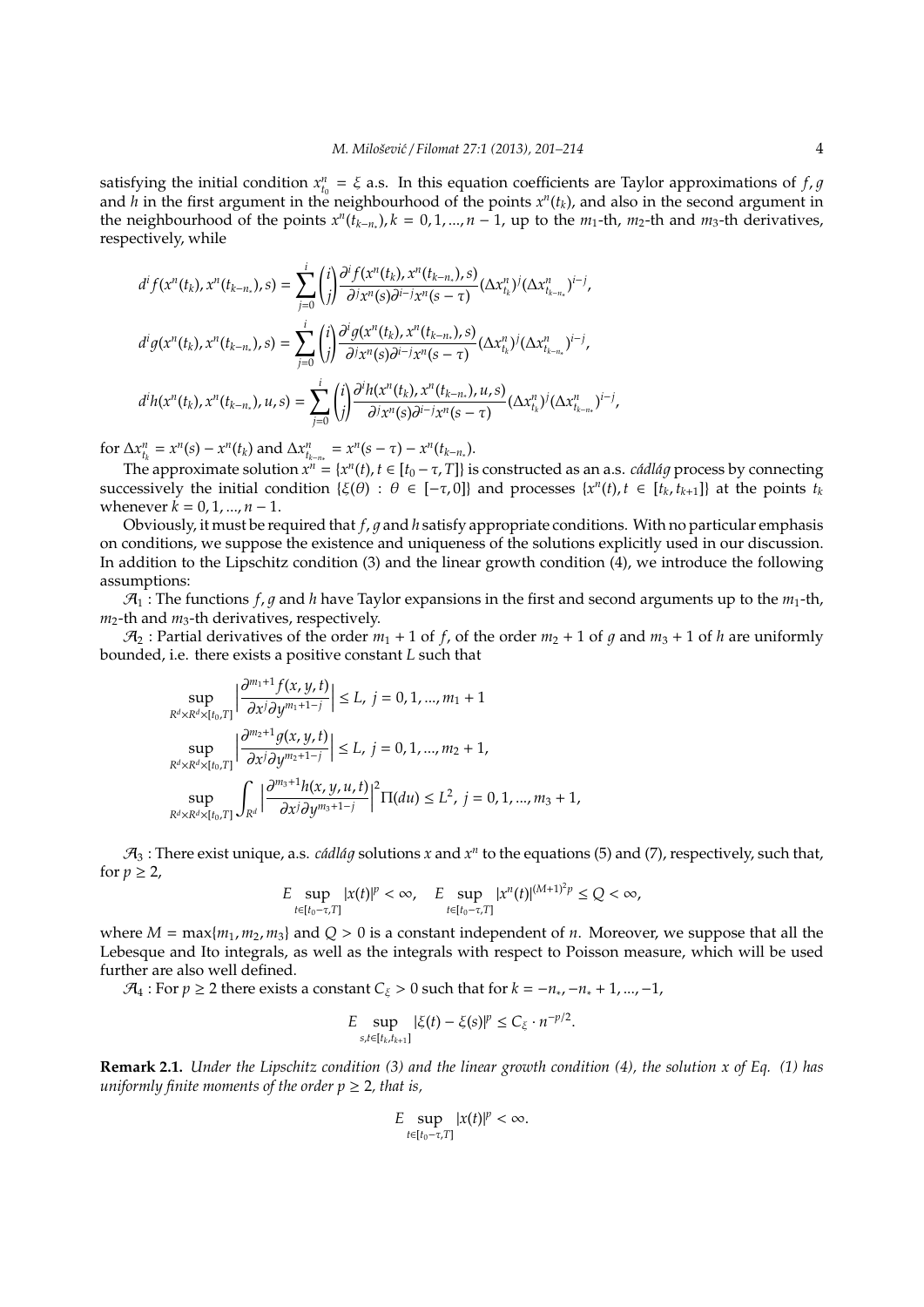satisfying the initial condition $x^n_{t_0} = \xi$ a.s. In this equation coefficients are Taylor approximations of $f, g$ and $h$ in the first argument in the neighbourhood of the points $x^n(t_k)$, and also in the second argument in the neighbourhood of the points $x^n(t_{k-n_*}), k = 0, 1, ..., n-1$, up to the $m_1$-th, $m_2$-th and $m_3$-th derivatives, respectively, while

$$d^i f(x^n(t_k), x^n(t_{k-n_*}), s) = \sum_{j=0}^{i} \binom{i}{j} \frac{\partial^i f(x^n(t_k), x^n(t_{k-n_*}), s)}{\partial^j x^n(s) \partial^{i-j} x^n(s-\tau)} (\Delta x^n_{t_k})^j (\Delta x^n_{t_{k-n_*}})^{i-j},$$

$$d^i g(x^n(t_k), x^n(t_{k-n_*}), s) = \sum_{j=0}^{i} \binom{i}{j} \frac{\partial^i g(x^n(t_k), x^n(t_{k-n_*}), s)}{\partial^j x^n(s) \partial^{i-j} x^n(s-\tau)} (\Delta x^n_{t_k})^j (\Delta x^n_{t_{k-n_*}})^{i-j},$$

$$d^i h(x^n(t_k), x^n(t_{k-n_*}), u, s) = \sum_{j=0}^{i} \binom{i}{j} \frac{\partial^i h(x^n(t_k), x^n(t_{k-n_*}), u, s)}{\partial^j x^n(s) \partial^{i-j} x^n(s-\tau)} (\Delta x^n_{t_k})^j (\Delta x^n_{t_{k-n_*}})^{i-j},$$

for $\Delta x^n_{t_k} = x^n(s) - x^n(t_k)$ and $\Delta x^n_{t_{k-n_*}} = x^n(s-\tau) - x^n(t_{k-n_*})$.

The approximate solution $x^n = \{x^n(t), t \in [t_0 - \tau, T]\}$ is constructed as an a.s. *cádlág* process by connecting successively the initial condition $\{\xi(\theta) : \theta \in [-\tau, 0]\}$ and processes $\{x^n(t), t \in [t_k, t_{k+1}]\}$ at the points $t_k$ whenever $k = 0, 1, ..., n-1$.

Obviously, it must be required that $f, g$ and $h$ satisfy appropriate conditions. With no particular emphasis on conditions, we suppose the existence and uniqueness of the solutions explicitly used in our discussion. In addition to the Lipschitz condition (3) and the linear growth condition (4), we introduce the following assumptions:

$\mathcal{A}_1$ : The functions $f, g$ and $h$ have Taylor expansions in the first and second arguments up to the $m_1$-th, $m_2$-th and $m_3$-th derivatives, respectively.

$\mathcal{A}_2$ : Partial derivatives of the order $m_1 + 1$ of $f$, of the order $m_2 + 1$ of $g$ and $m_3 + 1$ of $h$ are uniformly bounded, i.e. there exists a positive constant $L$ such that

$$\sup_{R^d \times R^d \times [t_0, T]} \left| \frac{\partial^{m_1+1} f(x, y, t)}{\partial x^j \partial y^{m_1+1-j}} \right| \leq L, \ j = 0, 1, ..., m_1 + 1$$

$$\sup_{R^d \times R^d \times [t_0, T]} \left| \frac{\partial^{m_2+1} g(x, y, t)}{\partial x^j \partial y^{m_2+1-j}} \right| \leq L, \ j = 0, 1, ..., m_2 + 1,$$

$$\sup_{R^d \times R^d \times [t_0, T]} \int_{R^d} \left| \frac{\partial^{m_3+1} h(x, y, u, t)}{\partial x^j \partial y^{m_3+1-j}} \right|^2 \Pi(du) \leq L^2, \ j = 0, 1, ..., m_3 + 1,$$

$\mathcal{A}_3$ : There exist unique, a.s. *cádlág* solutions $x$ and $x^n$ to the equations (5) and (7), respectively, such that, for $p \geq 2$,

$$E \sup_{t \in [t_0 - \tau, T]} |x(t)|^p < \infty, \quad E \sup_{t \in [t_0 - \tau, T]} |x^n(t)|^{(M+1)^2 p} \leq Q < \infty,$$

where $M = \max\{m_1, m_2, m_3\}$ and $Q > 0$ is a constant independent of $n$. Moreover, we suppose that all the Lebesque and Ito integrals, as well as the integrals with respect to Poisson measure, which will be used further are also well defined.

$\mathcal{A}_4$ : For $p \geq 2$ there exists a constant $C_\xi > 0$ such that for $k = -n_*, -n_* + 1, ..., -1$,

$$E \sup_{s, t \in [t_k, t_{k+1}]} |\xi(t) - \xi(s)|^p \leq C_\xi \cdot n^{-p/2}.$$

**Remark 2.1.** *Under the Lipschitz condition (3) and the linear growth condition (4), the solution $x$ of Eq. (1) has uniformly finite moments of the order $p \geq 2$, that is,*

$$E \sup_{t \in [t_0 - \tau, T]} |x(t)|^p < \infty.$$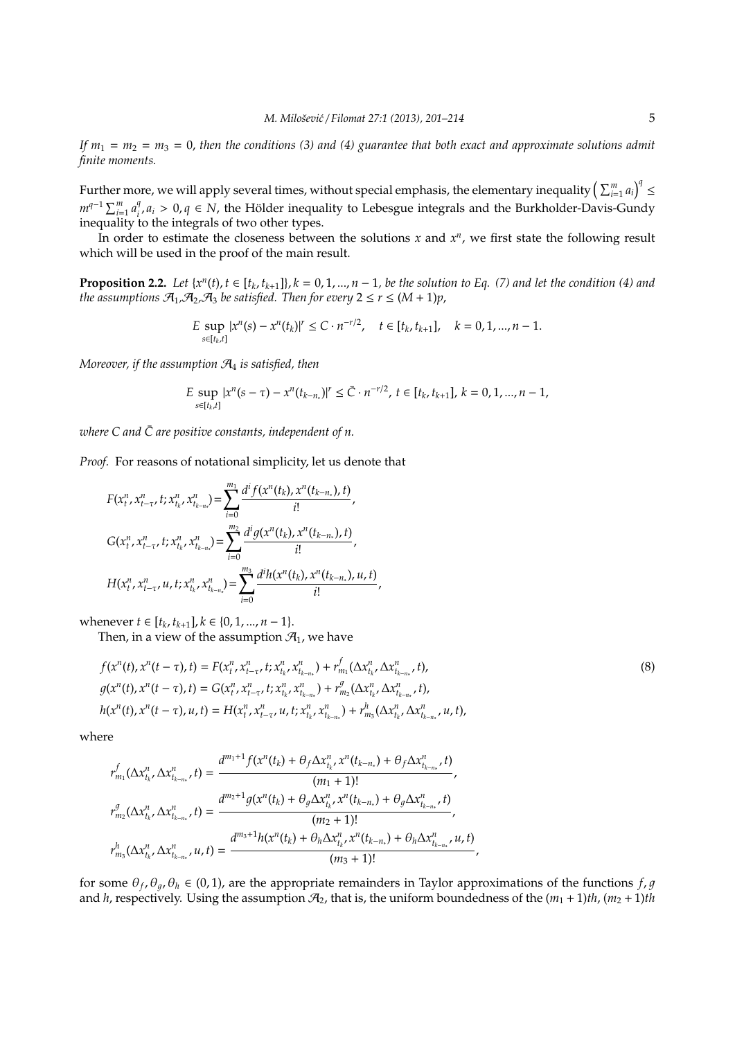*If $m_1 = m_2 = m_3 = 0$, then the conditions (3) and (4) guarantee that both exact and approximate solutions admit finite moments.*

Further more, we will apply several times, without special emphasis, the elementary inequality $\left(\sum_{i=1}^{m} a_i\right)^q \leq m^{q-1}\sum_{i=1}^{m} a_i^q, a_i > 0, q \in N$, the Hölder inequality to Lebesgue integrals and the Burkholder-Davis-Gundy inequality to the integrals of two other types.

In order to estimate the closeness between the solutions $x$ and $x^n$, we first state the following result which will be used in the proof of the main result.

**Proposition 2.2.** *Let $\{x^n(t), t \in [t_k, t_{k+1}]\}, k = 0, 1, ..., n-1$, be the solution to Eq. (7) and let the condition (4) and the assumptions $\mathcal{A}_1$,$\mathcal{A}_2$,$\mathcal{A}_3$ be satisfied. Then for every $2 \leq r \leq (M+1)p$,*

$$E \sup_{s \in [t_k, t]} |x^n(s) - x^n(t_k)|^r \leq C \cdot n^{-r/2}, \quad t \in [t_k, t_{k+1}], \quad k = 0, 1, ..., n-1.$$

*Moreover, if the assumption $\mathcal{A}_4$ is satisfied, then*

$$E \sup_{s \in [t_k, t]} |x^n(s-\tau) - x^n(t_{k-n_*})|^r \leq \bar{C} \cdot n^{-r/2}, \; t \in [t_k, t_{k+1}], \; k = 0, 1, ..., n-1,$$

*where $C$ and $\bar{C}$ are positive constants, independent of $n$.*

*Proof.* For reasons of notational simplicity, let us denote that

$$F(x_t^n, x_{t-\tau}^n, t; x_{t_k}^n, x_{t_{k-n_*}}^n) = \sum_{i=0}^{m_1} \frac{d^i f(x^n(t_k), x^n(t_{k-n_*}), t)}{i!},$$

$$G(x_t^n, x_{t-\tau}^n, t; x_{t_k}^n, x_{t_{k-n_*}}^n) = \sum_{i=0}^{m_2} \frac{d^i g(x^n(t_k), x^n(t_{k-n_*}), t)}{i!},$$

$$H(x_t^n, x_{t-\tau}^n, u, t; x_{t_k}^n, x_{t_{k-n_*}}^n) = \sum_{i=0}^{m_3} \frac{d^i h(x^n(t_k), x^n(t_{k-n_*}), u, t)}{i!},$$

whenever $t \in [t_k, t_{k+1}], k \in \{0, 1, ..., n-1\}$.

Then, in a view of the assumption $\mathcal{A}_1$, we have

$$
\begin{aligned}
f(x^n(t), x^n(t-\tau), t) &= F(x_t^n, x_{t-\tau}^n, t; x_{t_k}^n, x_{t_{k-n_*}}^n) + r_{m_1}^f(\Delta x_{t_k}^n, \Delta x_{t_{k-n_*}}^n, t), \\
g(x^n(t), x^n(t-\tau), t) &= G(x_t^n, x_{t-\tau}^n, t; x_{t_k}^n, x_{t_{k-n_*}}^n) + r_{m_2}^g(\Delta x_{t_k}^n, \Delta x_{t_{k-n_*}}^n, t), \\
h(x^n(t), x^n(t-\tau), u, t) &= H(x_t^n, x_{t-\tau}^n, u, t; x_{t_k}^n, x_{t_{k-n_*}}^n) + r_{m_3}^h(\Delta x_{t_k}^n, \Delta x_{t_{k-n_*}}^n, u, t),
\end{aligned}
\tag{8}
$$

where

$$r_{m_1}^f(\Delta x_{t_k}^n, \Delta x_{t_{k-n_*}}^n, t) = \frac{d^{m_1+1} f(x^n(t_k) + \theta_f \Delta x_{t_k}^n, x^n(t_{k-n_*}) + \theta_f \Delta x_{t_{k-n_*}}^n, t)}{(m_1+1)!},$$

$$r_{m_2}^g(\Delta x_{t_k}^n, \Delta x_{t_{k-n_*}}^n, t) = \frac{d^{m_2+1} g(x^n(t_k) + \theta_g \Delta x_{t_k}^n, x^n(t_{k-n_*}) + \theta_g \Delta x_{t_{k-n_*}}^n, t)}{(m_2+1)!},$$

$$r_{m_3}^h(\Delta x_{t_k}^n, \Delta x_{t_{k-n_*}}^n, u, t) = \frac{d^{m_3+1} h(x^n(t_k) + \theta_h \Delta x_{t_k}^n, x^n(t_{k-n_*}) + \theta_h \Delta x_{t_{k-n_*}}^n, u, t)}{(m_3+1)!},$$

for some $\theta_f, \theta_g, \theta_h \in (0,1)$, are the appropriate remainders in Taylor approximations of the functions $f, g$ and $h$, respectively. Using the assumption $\mathcal{A}_2$, that is, the uniform boundedness of the $(m_1+1)th$, $(m_2+1)th$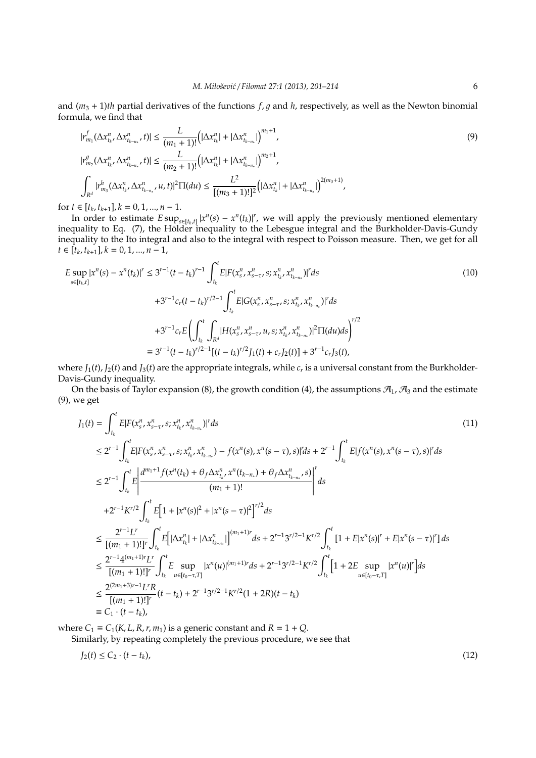and $(m_3+1)th$ partial derivatives of the functions $f, g$ and $h$, respectively, as well as the Newton binomial formula, we find that

$$
\begin{aligned}
&|r^f_{m_1}(\Delta x^n_{t_k}, \Delta x^n_{t_{k-n_*}}, t)| \le \frac{L}{(m_1+1)!}\Big(|\Delta x^n_{t_k}| + |\Delta x^n_{t_{k-n_*}}|\Big)^{m_1+1}, \\
&|r^g_{m_2}(\Delta x^n_{t_k}, \Delta x^n_{t_{k-n_*}}, t)| \le \frac{L}{(m_2+1)!}\Big(|\Delta x^n_{t_k}| + |\Delta x^n_{t_{k-n_*}}|\Big)^{m_2+1}, \\
&\int_{R^d} |r^h_{m_3}(\Delta x^n_{t_k}, \Delta x^n_{t_{k-n_*}}, u, t)|^2 \Pi(du) \le \frac{L^2}{[(m_3+1)!]^2}\Big(|\Delta x^n_{t_k}| + |\Delta x^n_{t_{k-n_*}}|\Big)^{2(m_3+1)},
\end{aligned}
\tag{9}
$$

for $t \in [t_k, t_{k+1}], k = 0, 1, ..., n-1$.

In order to estimate $E\sup_{s\in[t_k,t]}|x^n(s) - x^n(t_k)|^r$, we will apply the previously mentioned elementary inequality to Eq. (7), the Hölder inequality to the Lebesgue integral and the Burkholder-Davis-Gundy inequality to the Ito integral and also to the integral with respect to Poisson measure. Then, we get for all $t \in [t_k, t_{k+1}], k = 0, 1, ..., n-1$,

$$
\begin{aligned}
E\sup_{s\in[t_k,t]}|x^n(s) - x^n(t_k)|^r &\le 3^{r-1}(t-t_k)^{r-1}\int_{t_k}^t E|F(x^n_s, x^n_{s-\tau}, s; x^n_{t_k}, x^n_{t_{k-n_*}})|^r ds \\
&\quad + 3^{r-1}c_r(t-t_k)^{r/2-1}\int_{t_k}^t E|G(x^n_s, x^n_{s-\tau}, s; x^n_{t_k}, x^n_{t_{k-n_*}})|^r ds \\
&\quad + 3^{r-1}c_r E\bigg(\int_{t_k}^t \int_{R^d} |H(x^n_s, x^n_{s-\tau}, u, s; x^n_{t_k}, x^n_{t_{k-n_*}})|^2 \Pi(du) ds\bigg)^{r/2} \\
&\equiv 3^{r-1}(t-t_k)^{r/2-1}[(t-t_k)^{r/2}J_1(t) + c_r J_2(t)] + 3^{r-1}c_r J_3(t),
\end{aligned}
\tag{10}
$$

where $J_1(t)$, $J_2(t)$ and $J_3(t)$ are the appropriate integrals, while $c_r$ is a universal constant from the Burkholder-Davis-Gundy inequality.

On the basis of Taylor expansion (8), the growth condition (4), the assumptions $\mathcal{A}_1$, $\mathcal{A}_3$ and the estimate (9), we get

$$
\begin{aligned}
J_1(t) &= \int_{t_k}^t E|F(x^n_s, x^n_{s-\tau}, s; x^n_{t_k}, x^n_{t_{k-n_*}})|^r ds \\
&\le 2^{r-1}\int_{t_k}^t E|F(x^n_s, x^n_{s-\tau}, s; x^n_{t_k}, x^n_{t_{k-n_*}}) - f(x^n(s), x^n(s-\tau), s)|^r ds + 2^{r-1}\int_{t_k}^t E|f(x^n(s), x^n(s-\tau), s)|^r ds \\
&\le 2^{r-1}\int_{t_k}^t E\left|\frac{d^{m_1+1}f(x^n(t_k) + \theta_f \Delta x^n_{t_k}, x^n(t_{k-n_*}) + \theta_f \Delta x^n_{t_{k-n_*}}, s)}{(m_1+1)!}\right|^r ds \\
&\quad + 2^{r-1}K^{r/2}\int_{t_k}^t E\Big[1 + |x^n(s)|^2 + |x^n(s-\tau)|^2\Big]^{r/2} ds \\
&\le \frac{2^{r-1}L^r}{[(m_1+1)!]^r}\int_{t_k}^t E\Big[|\Delta x^n_{t_k}| + |\Delta x^n_{t_{k-n_*}}|\Big]^{(m_1+1)r} ds + 2^{r-1}3^{r/2-1}K^{r/2}\int_{t_k}^t [1 + E|x^n(s)|^r + E|x^n(s-\tau)|^r]\, ds \\
&\le \frac{2^{r-1}4^{(m_1+1)r}L^r}{[(m_1+1)!]^r}\int_{t_k}^t E\sup_{u\in[t_0-\tau,T]}|x^n(u)|^{(m_1+1)r} ds + 2^{r-1}3^{r/2-1}K^{r/2}\int_{t_k}^t \Big[1 + 2E\sup_{u\in[t_0-\tau,T]}|x^n(u)|^r\Big] ds \\
&\le \frac{2^{(2m_1+3)r-1}L^r R}{[(m_1+1)!]^r}(t-t_k) + 2^{r-1}3^{r/2-1}K^{r/2}(1+2R)(t-t_k) \\
&\equiv C_1 \cdot (t-t_k),
\end{aligned}
\tag{11}
$$

where $C_1 \equiv C_1(K, L, R, r, m_1)$ is a generic constant and $R = 1 + Q$.

Similarly, by repeating completely the previous procedure, we see that

$$
J_2(t) \le C_2 \cdot (t-t_k),
\tag{12}
$$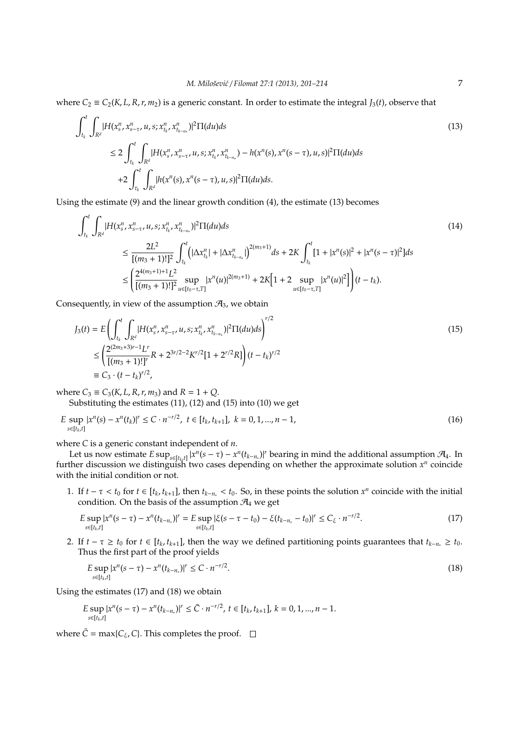where $C_2 \equiv C_2(K, L, R, r, m_2)$ is a generic constant. In order to estimate the integral $J_3(t)$, observe that

$$
\begin{aligned}
&\int_{t_k}^{t}\int_{R^d} |H(x_s^n, x_{s-\tau}^n, u, s; x_{t_k}^n, x_{t_{k-n_*}}^n)|^2 \Pi(du)ds \\
&\quad \le 2\int_{t_k}^{t}\int_{R^d} |H(x_s^n, x_{s-\tau}^n, u, s; x_{t_k}^n, x_{t_{k-n_*}}^n) - h(x^n(s), x^n(s-\tau), u, s)|^2 \Pi(du)ds \\
&\quad\quad + 2\int_{t_k}^{t}\int_{R^d} |h(x^n(s), x^n(s-\tau), u, s)|^2 \Pi(du)ds.
\end{aligned}
\tag{13}
$$

Using the estimate (9) and the linear growth condition (4), the estimate (13) becomes

$$
\begin{aligned}
&\int_{t_k}^{t}\int_{R^d} |H(x_s^n, x_{s-\tau}^n, u, s; x_{t_k}^n, x_{t_{k-n_*}}^n)|^2 \Pi(du)ds \\
&\quad \le \frac{2L^2}{[(m_3+1)!]^2}\int_{t_k}^{t}\Big(|\Delta x_{t_k}^n| + |\Delta x_{t_{k-n_*}}^n|\Big)^{2(m_3+1)} ds + 2K\int_{t_k}^{t}[1 + |x^n(s)|^2 + |x^n(s-\tau)|^2]ds \\
&\quad \le \left(\frac{2^{4(m_3+1)+1}L^2}{[(m_3+1)!]^2}\sup_{u\in[t_0-\tau,T]}|x^n(u)|^{2(m_3+1)} + 2K\Big[1 + 2\sup_{u\in[t_0-\tau,T]}|x^n(u)|^2\Big]\right)(t-t_k).
\end{aligned}
\tag{14}
$$

Consequently, in view of the assumption $\mathcal{A}_3$, we obtain

$$
\begin{aligned}
J_3(t) &= E\left(\int_{t_k}^{t}\int_{R^d} |H(x_s^n, x_{s-\tau}^n, u, s; x_{t_k}^n, x_{t_{k-n_*}}^n)|^2 \Pi(du)ds\right)^{r/2} \\
&\le \left(\frac{2^{(2m_3+3)r-1}L^r}{[(m_3+1)!]^r}R + 2^{3r/2-2}K^{r/2}[1 + 2^{r/2}R]\right)(t-t_k)^{r/2} \\
&\equiv C_3 \cdot (t-t_k)^{r/2},
\end{aligned}
\tag{15}
$$

where $C_3 \equiv C_3(K, L, R, r, m_3)$ and $R = 1 + Q$.

Substituting the estimates (11), (12) and (15) into (10) we get

$$
E\sup_{s\in[t_k,t]}|x^n(s) - x^n(t_k)|^r \le C \cdot n^{-r/2},\ t \in [t_k, t_{k+1}],\ k = 0, 1, ..., n-1,
\tag{16}
$$

where $C$ is a generic constant independent of $n$.

Let us now estimate $E\sup_{s\in[t_k,t]}|x^n(s-\tau) - x^n(t_{k-n_*})|^r$ bearing in mind the additional assumption $\mathcal{A}_4$. In further discussion we distinguish two cases depending on whether the approximate solution $x^n$ coincide with the initial condition or not.

1. If $t - \tau < t_0$ for $t \in [t_k, t_{k+1}]$, then $t_{k-n_*} < t_0$. So, in these points the solution $x^n$ coincide with the initial condition. On the basis of the assumption $\mathcal{A}_4$ we get

$$
E\sup_{s\in[t_k,t]}|x^n(s-\tau) - x^n(t_{k-n_*})|^r = E\sup_{s\in[t_k,t]}|\xi(s-\tau-t_0) - \xi(t_{k-n_*}-t_0)|^r \le C_\xi \cdot n^{-r/2}.
\tag{17}
$$

2. If $t - \tau \ge t_0$ for $t \in [t_k, t_{k+1}]$, then the way we defined partitioning points guarantees that $t_{k-n_*} \ge t_0$. Thus the first part of the proof yields

$$
E\sup_{s\in[t_k,t]}|x^n(s-\tau) - x^n(t_{k-n_*})|^r \le C \cdot n^{-r/2}.
\tag{18}
$$

Using the estimates (17) and (18) we obtain

$$
E\sup_{s\in[t_k,t]}|x^n(s-\tau) - x^n(t_{k-n_*})|^r \le \bar{C} \cdot n^{-r/2},\ t \in [t_k, t_{k+1}],\ k = 0, 1, ..., n-1.
$$

where $\bar{C} = \max\{C_\xi, C\}$. This completes the proof. □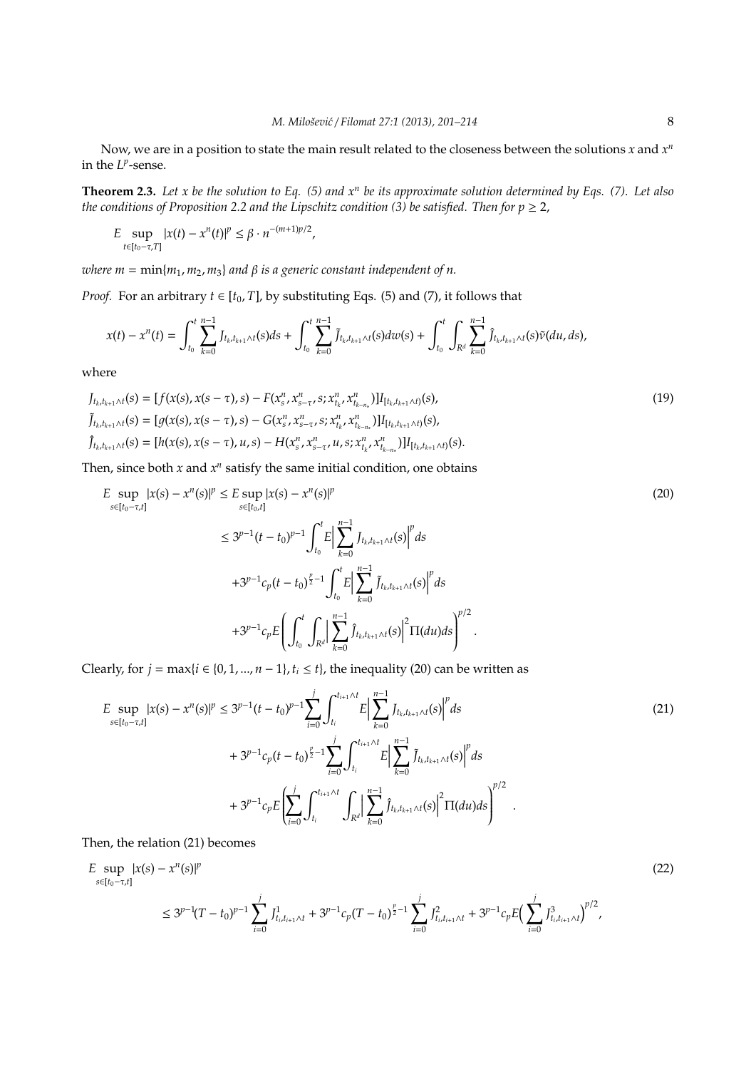Now, we are in a position to state the main result related to the closeness between the solutions $x$ and $x^n$ in the $L^p$-sense.

**Theorem 2.3.** *Let $x$ be the solution to Eq. (5) and $x^n$ be its approximate solution determined by Eqs. (7). Let also the conditions of Proposition 2.2 and the Lipschitz condition (3) be satisfied. Then for $p \geq 2$,*

$$E \sup_{t \in [t_0 - \tau, T]} |x(t) - x^n(t)|^p \leq \beta \cdot n^{-(m+1)p/2},$$

*where $m = \min\{m_1, m_2, m_3\}$ and $\beta$ is a generic constant independent of $n$.*

*Proof.* For an arbitrary $t \in [t_0, T]$, by substituting Eqs. (5) and (7), it follows that

$$x(t) - x^n(t) = \int_{t_0}^{t} \sum_{k=0}^{n-1} J_{t_k, t_{k+1} \wedge t}(s) ds + \int_{t_0}^{t} \sum_{k=0}^{n-1} \tilde{J}_{t_k, t_{k+1} \wedge t}(s) dw(s) + \int_{t_0}^{t} \int_{R^d} \sum_{k=0}^{n-1} \hat{J}_{t_k, t_{k+1} \wedge t}(s) \tilde{\nu}(du, ds),$$

where

$$\begin{aligned}
J_{t_k, t_{k+1} \wedge t}(s) &= [f(x(s), x(s-\tau), s) - F(x^n_s, x^n_{s-\tau}, s; x^n_{t_k}, x^n_{t_{k-n_*}})] I_{[t_k, t_{k+1} \wedge t)}(s), \\
\tilde{J}_{t_k, t_{k+1} \wedge t}(s) &= [g(x(s), x(s-\tau), s) - G(x^n_s, x^n_{s-\tau}, s; x^n_{t_k}, x^n_{t_{k-n_*}})] I_{[t_k, t_{k+1} \wedge t)}(s), \\
\hat{J}_{t_k, t_{k+1} \wedge t}(s) &= [h(x(s), x(s-\tau), u, s) - H(x^n_s, x^n_{s-\tau}, u, s; x^n_{t_k}, x^n_{t_{k-n_*}})] I_{[t_k, t_{k+1} \wedge t)}(s).
\end{aligned} \tag{19}$$

Then, since both $x$ and $x^n$ satisfy the same initial condition, one obtains

$$\begin{aligned}
E \sup_{s \in [t_0 - \tau, t]} |x(s) - x^n(s)|^p &\leq E \sup_{s \in [t_0, t]} |x(s) - x^n(s)|^p \\
&\leq 3^{p-1} (t - t_0)^{p-1} \int_{t_0}^{t} E \Big| \sum_{k=0}^{n-1} J_{t_k, t_{k+1} \wedge t}(s) \Big|^p ds \\
&\quad + 3^{p-1} c_p (t - t_0)^{\frac{p}{2} - 1} \int_{t_0}^{t} E \Big| \sum_{k=0}^{n-1} \tilde{J}_{t_k, t_{k+1} \wedge t}(s) \Big|^p ds \\
&\quad + 3^{p-1} c_p E \left( \int_{t_0}^{t} \int_{R^d} \Big| \sum_{k=0}^{n-1} \hat{J}_{t_k, t_{k+1} \wedge t}(s) \Big|^2 \Pi(du) ds \right)^{p/2}.
\end{aligned} \tag{20}$$

Clearly, for $j = \max\{i \in \{0, 1, ..., n-1\}, t_i \leq t\}$, the inequality (20) can be written as

$$\begin{aligned}
E \sup_{s \in [t_0 - \tau, t]} |x(s) - x^n(s)|^p &\leq 3^{p-1} (t - t_0)^{p-1} \sum_{i=0}^{j} \int_{t_i}^{t_{i+1} \wedge t} E \Big| \sum_{k=0}^{n-1} J_{t_k, t_{k+1} \wedge t}(s) \Big|^p ds \\
&\quad + 3^{p-1} c_p (t - t_0)^{\frac{p}{2} - 1} \sum_{i=0}^{j} \int_{t_i}^{t_{i+1} \wedge t} E \Big| \sum_{k=0}^{n-1} \tilde{J}_{t_k, t_{k+1} \wedge t}(s) \Big|^p ds \\
&\quad + 3^{p-1} c_p E \left( \sum_{i=0}^{j} \int_{t_i}^{t_{i+1} \wedge t} \int_{R^d} \Big| \sum_{k=0}^{n-1} \hat{J}_{t_k, t_{k+1} \wedge t}(s) \Big|^2 \Pi(du) ds \right)^{p/2}.
\end{aligned} \tag{21}$$

Then, the relation (21) becomes

$$\begin{aligned}
&E \sup_{s \in [t_0 - \tau, t]} |x(s) - x^n(s)|^p \\
&\leq 3^{p-1} (T - t_0)^{p-1} \sum_{i=0}^{j} J^1_{t_i, t_{i+1} \wedge t} + 3^{p-1} c_p (T - t_0)^{\frac{p}{2} - 1} \sum_{i=0}^{j} J^2_{t_i, t_{i+1} \wedge t} + 3^{p-1} c_p E \Big( \sum_{i=0}^{j} J^3_{t_i, t_{i+1} \wedge t} \Big)^{p/2},
\end{aligned} \tag{22}$$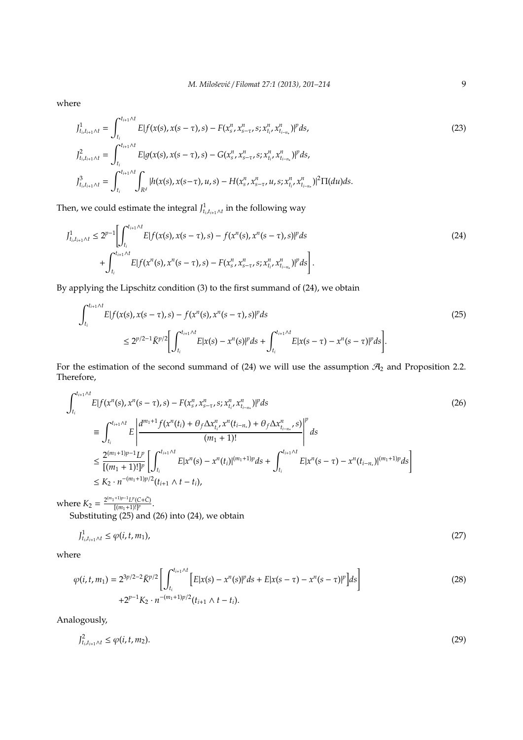where

$$
\begin{aligned}
J^1_{t_i,t_{i+1}\wedge t} &= \int_{t_i}^{t_{i+1}\wedge t} E|f(x(s),x(s-\tau),s) - F(x^n_s, x^n_{s-\tau}, s; x^n_{t_i}, x^n_{t_{i-n_*}})|^p ds, \\
J^2_{t_i,t_{i+1}\wedge t} &= \int_{t_i}^{t_{i+1}\wedge t} E|g(x(s),x(s-\tau),s) - G(x^n_s, x^n_{s-\tau}, s; x^n_{t_i}, x^n_{t_{i-n_*}})|^p ds, \\
J^3_{t_i,t_{i+1}\wedge t} &= \int_{t_i}^{t_{i+1}\wedge t} \int_{R^d} |h(x(s),x(s-\tau),u,s) - H(x^n_s, x^n_{s-\tau}, u, s; x^n_{t_i}, x^n_{t_{i-n_*}})|^2 \Pi(du) ds.
\end{aligned}
\tag{23}
$$

Then, we could estimate the integral $J^1_{t_i,t_{i+1}\wedge t}$ in the following way

$$
\begin{aligned}
J^1_{t_i,t_{i+1}\wedge t} \leq 2^{p-1} \Bigg[ &\int_{t_i}^{t_{i+1}\wedge t} E|f(x(s),x(s-\tau),s) - f(x^n(s),x^n(s-\tau),s)|^p ds \\
&+ \int_{t_i}^{t_{i+1}\wedge t} E|f(x^n(s),x^n(s-\tau),s) - F(x^n_s, x^n_{s-\tau}, s; x^n_{t_i}, x^n_{t_{i-n_*}})|^p ds \Bigg].
\end{aligned}
\tag{24}
$$

By applying the Lipschitz condition (3) to the first summand of (24), we obtain

$$
\begin{aligned}
&\int_{t_i}^{t_{i+1}\wedge t} E|f(x(s),x(s-\tau),s) - f(x^n(s),x^n(s-\tau),s)|^p ds \\
&\qquad \leq 2^{p/2-1} \bar{K}^{p/2} \Bigg[ \int_{t_i}^{t_{i+1}\wedge t} E|x(s) - x^n(s)|^p ds + \int_{t_i}^{t_{i+1}\wedge t} E|x(s-\tau) - x^n(s-\tau)|^p ds \Bigg].
\end{aligned}
\tag{25}
$$

For the estimation of the second summand of (24) we will use the assumption $\mathcal{A}_2$ and Proposition 2.2. Therefore,

$$
\begin{aligned}
&\int_{t_i}^{t_{i+1}\wedge t} E|f(x^n(s),x^n(s-\tau),s) - F(x^n_s, x^n_{s-\tau}, s; x^n_{t_i}, x^n_{t_{i-n_*}})|^p ds \\
&\quad \equiv \int_{t_i}^{t_{i+1}\wedge t} E \left| \frac{d^{m_1+1} f(x^n(t_i) + \theta_f \Delta x^n_{t_i}, x^n(t_{i-n_*}) + \theta_f \Delta x^n_{t_{i-n_*}}, s)}{(m_1+1)!} \right|^p ds \\
&\quad \leq \frac{2^{(m_1+1)p-1} L^p}{[(m_1+1)!]^p} \left[ \int_{t_i}^{t_{i+1}\wedge t} E|x^n(s) - x^n(t_i)|^{(m_1+1)p} ds + \int_{t_i}^{t_{i+1}\wedge t} E|x^n(s-\tau) - x^n(t_{i-n_*})|^{(m_1+1)p} ds \right] \\
&\quad \leq K_2 \cdot n^{-(m_1+1)p/2} (t_{i+1} \wedge t - t_i),
\end{aligned}
\tag{26}
$$

where $K_2 = \frac{2^{(m_1+1)p-1} L^p (C+\bar{C})}{[(m_1+1)!]^p}$.

Substituting (25) and (26) into (24), we obtain

$$
J^1_{t_i,t_{i+1}\wedge t} \leq \varphi(i,t,m_1),
\tag{27}
$$

where

$$
\begin{aligned}
\varphi(i,t,m_1) = 2^{3p/2-2} \bar{K}^{p/2} &\left[ \int_{t_i}^{t_{i+1}\wedge t} \Big[ E|x(s) - x^n(s)|^p ds + E|x(s-\tau) - x^n(s-\tau)|^p \Big] ds \right] \\
&+ 2^{p-1} K_2 \cdot n^{-(m_1+1)p/2} (t_{i+1} \wedge t - t_i).
\end{aligned}
\tag{28}
$$

Analogously,

$$
J^2_{t_i,t_{i+1}\wedge t} \leq \varphi(i,t,m_2).
\tag{29}
$$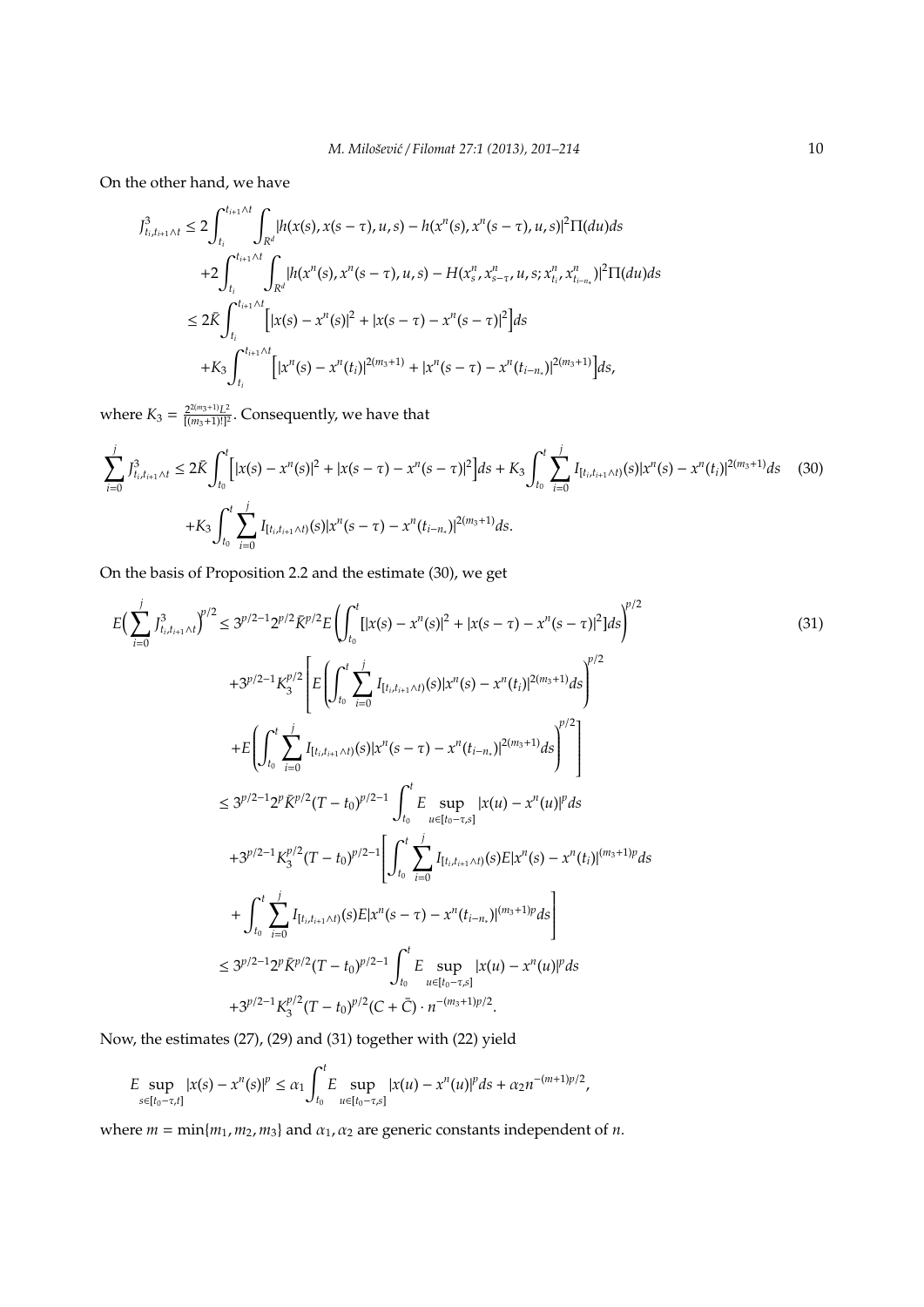On the other hand, we have

$$
\begin{aligned}
J^3_{t_i, t_{i+1}\wedge t} &\le 2\int_{t_i}^{t_{i+1}\wedge t}\int_{R^d} |h(x(s), x(s-\tau), u, s) - h(x^n(s), x^n(s-\tau), u, s)|^2 \Pi(du)ds \\
&\quad + 2\int_{t_i}^{t_{i+1}\wedge t}\int_{R^d} |h(x^n(s), x^n(s-\tau), u, s) - H(x^n_s, x^n_{s-\tau}, u, s; x^n_{t_i}, x^n_{t_{i-n_*}})|^2 \Pi(du)ds \\
&\le 2\bar{K}\int_{t_i}^{t_{i+1}\wedge t}\Big[|x(s)-x^n(s)|^2 + |x(s-\tau)-x^n(s-\tau)|^2\Big]ds \\
&\quad + K_3\int_{t_i}^{t_{i+1}\wedge t}\Big[|x^n(s)-x^n(t_i)|^{2(m_3+1)} + |x^n(s-\tau)-x^n(t_{i-n_*})|^{2(m_3+1)}\Big]ds,
\end{aligned}
$$

where $K_3 = \frac{2^{2(m_3+1)}L^2}{[(m_3+1)!]^2}$. Consequently, we have that

$$
\begin{aligned}
\sum_{i=0}^{j} J^3_{t_i, t_{i+1}\wedge t} &\le 2\bar{K}\int_{t_0}^{t}\Big[|x(s)-x^n(s)|^2 + |x(s-\tau)-x^n(s-\tau)|^2\Big]ds + K_3\int_{t_0}^{t}\sum_{i=0}^{j} I_{[t_i, t_{i+1}\wedge t)}(s)|x^n(s)-x^n(t_i)|^{2(m_3+1)}ds \qquad (30)\\
&\quad + K_3\int_{t_0}^{t}\sum_{i=0}^{j} I_{[t_i, t_{i+1}\wedge t)}(s)|x^n(s-\tau)-x^n(t_{i-n_*})|^{2(m_3+1)}ds.
\end{aligned}
$$

On the basis of Proposition 2.2 and the estimate (30), we get

$$
\begin{aligned}
E\Big(\sum_{i=0}^{j} J^3_{t_i, t_{i+1}\wedge t}\Big)^{p/2} &\le 3^{p/2-1}2^{p/2}\bar{K}^{p/2}E\left(\int_{t_0}^{t}[|x(s)-x^n(s)|^2 + |x(s-\tau)-x^n(s-\tau)|^2]ds\right)^{p/2} \qquad (31)\\
&\quad + 3^{p/2-1}K_3^{p/2}\left[E\left(\int_{t_0}^{t}\sum_{i=0}^{j} I_{[t_i, t_{i+1}\wedge t)}(s)|x^n(s)-x^n(t_i)|^{2(m_3+1)}ds\right)^{p/2}\right.\\
&\quad \left. + E\left(\int_{t_0}^{t}\sum_{i=0}^{j} I_{[t_i, t_{i+1}\wedge t)}(s)|x^n(s-\tau)-x^n(t_{i-n_*})|^{2(m_3+1)}ds\right)^{p/2}\right]\\
&\le 3^{p/2-1}2^{p}\bar{K}^{p/2}(T-t_0)^{p/2-1}\int_{t_0}^{t}E\sup_{u\in[t_0-\tau, s]}|x(u)-x^n(u)|^p ds\\
&\quad + 3^{p/2-1}K_3^{p/2}(T-t_0)^{p/2-1}\left[\int_{t_0}^{t}\sum_{i=0}^{j} I_{[t_i, t_{i+1}\wedge t)}(s)E|x^n(s)-x^n(t_i)|^{(m_3+1)p}ds\right.\\
&\quad \left. + \int_{t_0}^{t}\sum_{i=0}^{j} I_{[t_i, t_{i+1}\wedge t)}(s)E|x^n(s-\tau)-x^n(t_{i-n_*})|^{(m_3+1)p}ds\right]\\
&\le 3^{p/2-1}2^{p}\bar{K}^{p/2}(T-t_0)^{p/2-1}\int_{t_0}^{t}E\sup_{u\in[t_0-\tau, s]}|x(u)-x^n(u)|^p ds\\
&\quad + 3^{p/2-1}K_3^{p/2}(T-t_0)^{p/2}(C+\bar{C})\cdot n^{-(m_3+1)p/2}.
\end{aligned}
$$

Now, the estimates (27), (29) and (31) together with (22) yield

$$
E\sup_{s\in[t_0-\tau, t]}|x(s)-x^n(s)|^p \le \alpha_1\int_{t_0}^{t}E\sup_{u\in[t_0-\tau, s]}|x(u)-x^n(u)|^p ds + \alpha_2 n^{-(m+1)p/2},
$$

where $m = \min\{m_1, m_2, m_3\}$ and $\alpha_1, \alpha_2$ are generic constants independent of $n$.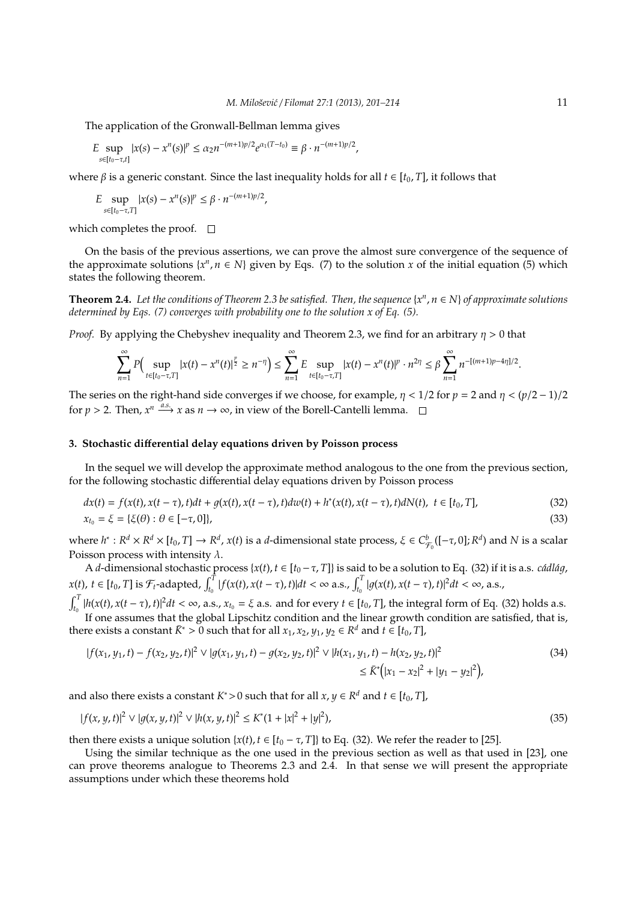The application of the Gronwall-Bellman lemma gives

$$E \sup_{s\in[t_0-\tau,t]} |x(s) - x^n(s)|^p \leq \alpha_2 n^{-(m+1)p/2} e^{\alpha_1(T-t_0)} \equiv \beta \cdot n^{-(m+1)p/2},$$

where $\beta$ is a generic constant. Since the last inequality holds for all $t \in [t_0, T]$, it follows that

$$E \sup_{s\in[t_0-\tau,T]} |x(s) - x^n(s)|^p \leq \beta \cdot n^{-(m+1)p/2},$$

which completes the proof. □

On the basis of the previous assertions, we can prove the almost sure convergence of the sequence of the approximate solutions $\{x^n, n \in N\}$ given by Eqs. (7) to the solution $x$ of the initial equation (5) which states the following theorem.

**Theorem 2.4.** *Let the conditions of Theorem 2.3 be satisfied. Then, the sequence $\{x^n, n \in N\}$ of approximate solutions determined by Eqs. (7) converges with probability one to the solution $x$ of Eq. (5).*

*Proof.* By applying the Chebyshev inequality and Theorem 2.3, we find for an arbitrary $\eta > 0$ that

$$\sum_{n=1}^{\infty} P\Big( \sup_{t\in[t_0-\tau,T]} |x(t) - x^n(t)|^{\frac{p}{2}} \geq n^{-\eta} \Big) \leq \sum_{n=1}^{\infty} E \sup_{t\in[t_0-\tau,T]} |x(t) - x^n(t)|^p \cdot n^{2\eta} \leq \beta \sum_{n=1}^{\infty} n^{-[(m+1)p-4\eta]/2}.$$

The series on the right-hand side converges if we choose, for example, $\eta < 1/2$ for $p = 2$ and $\eta < (p/2 - 1)/2$ for $p > 2$. Then, $x^n \xrightarrow{a.s.} x$ as $n \to \infty$, in view of the Borell-Cantelli lemma. □

### 3. Stochastic differential delay equations driven by Poisson process

In the sequel we will develop the approximate method analogous to the one from the previous section, for the following stochastic differential delay equations driven by Poisson process

$$dx(t) = f(x(t), x(t-\tau), t)dt + g(x(t), x(t-\tau), t)dw(t) + h^*(x(t), x(t-\tau), t)dN(t), \;\; t \in [t_0, T], \tag{32}$$

$$x_{t_0} = \xi = \{\xi(\theta) : \theta \in [-\tau, 0]\}, \tag{33}$$

where $h^* : R^d \times R^d \times [t_0, T] \to R^d$, $x(t)$ is a $d$-dimensional state process, $\xi \in C^b_{\mathcal{F}_0}([-\tau, 0]; R^d)$ and $N$ is a scalar Poisson process with intensity $\lambda$.

A $d$-dimensional stochastic process $\{x(t), t \in [t_0 - \tau, T]\}$ is said to be a solution to Eq. (32) if it is a.s. *cádlág*, $x(t)$, $t \in [t_0, T]$ is $\mathcal{F}_t$-adapted, $\int_{t_0}^{T} |f(x(t), x(t-\tau), t)|dt < \infty$ a.s., $\int_{t_0}^{T} |g(x(t), x(t-\tau), t)|^2 dt < \infty$, a.s., $\int_{t_0}^{T} |h(x(t), x(t-\tau), t)|^2 dt < \infty$, a.s., $x_{t_0} = \xi$ a.s. and for every $t \in [t_0, T]$, the integral form of Eq. (32) holds a.s.

If one assumes that the global Lipschitz condition and the linear growth condition are satisfied, that is, there exists a constant $\bar{K}^* > 0$ such that for all $x_1, x_2, y_1, y_2 \in R^d$ and $t \in [t_0, T]$,

$$|f(x_1, y_1, t) - f(x_2, y_2, t)|^2 \vee |g(x_1, y_1, t) - g(x_2, y_2, t)|^2 \vee |h(x_1, y_1, t) - h(x_2, y_2, t)|^2 \leq \bar{K}^* \Big( |x_1 - x_2|^2 + |y_1 - y_2|^2 \Big), \tag{34}$$

and also there exists a constant $K^* > 0$ such that for all $x, y \in R^d$ and $t \in [t_0, T]$,

$$|f(x, y, t)|^2 \vee |g(x, y, t)|^2 \vee |h(x, y, t)|^2 \leq K^*(1 + |x|^2 + |y|^2), \tag{35}$$

then there exists a unique solution $\{x(t), t \in [t_0 - \tau, T]\}$ to Eq. (32). We refer the reader to [25].

Using the similar technique as the one used in the previous section as well as that used in [23], one can prove theorems analogue to Theorems 2.3 and 2.4. In that sense we will present the appropriate assumptions under which these theorems hold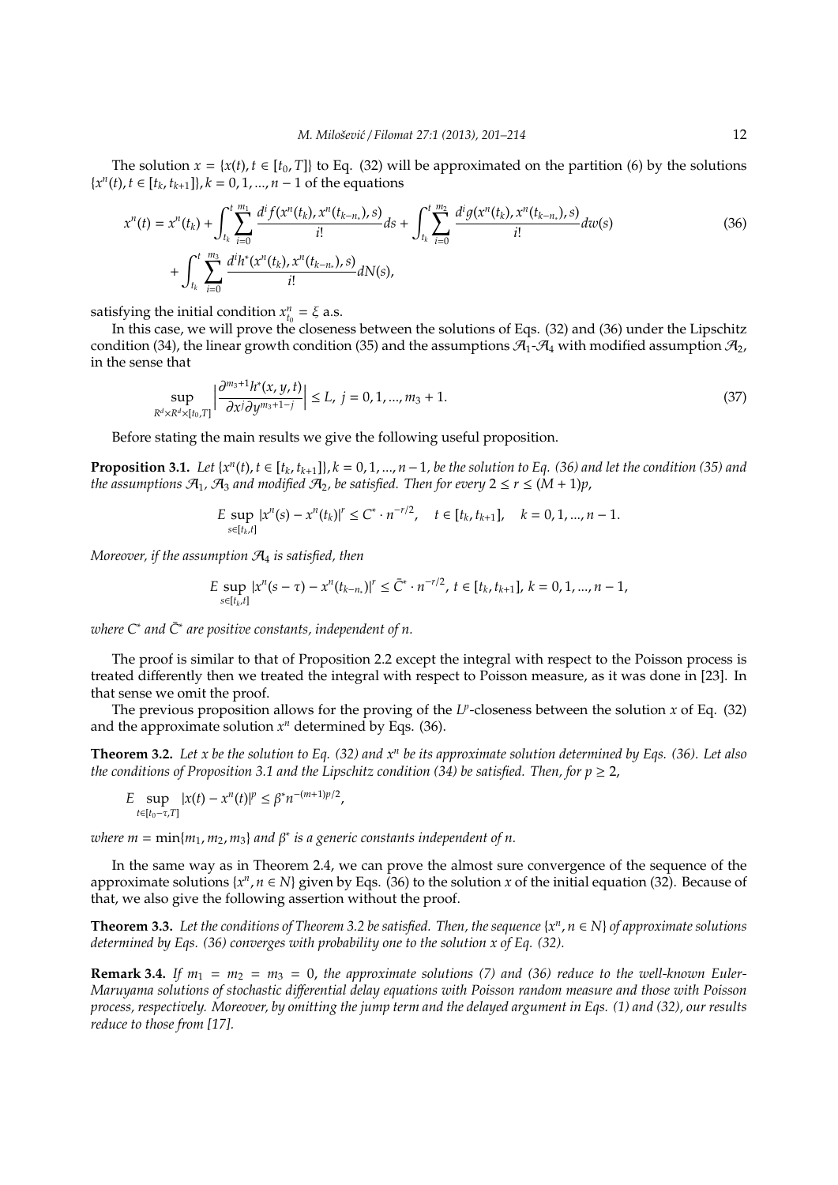The solution $x = \{x(t), t \in [t_0, T]\}$ to Eq. (32) will be approximated on the partition (6) by the solutions $\{x^n(t), t \in [t_k, t_{k+1}]\}, k = 0, 1, ..., n-1$ of the equations

$$x^n(t) = x^n(t_k) + \int_{t_k}^{t} \sum_{i=0}^{m_1} \frac{d^i f(x^n(t_k), x^n(t_{k-n_*}), s)}{i!} ds + \int_{t_k}^{t} \sum_{i=0}^{m_2} \frac{d^i g(x^n(t_k), x^n(t_{k-n_*}), s)}{i!} dw(s) \\ + \int_{t_k}^{t} \sum_{i=0}^{m_3} \frac{d^i h^*(x^n(t_k), x^n(t_{k-n_*}), s)}{i!} dN(s), \tag{36}$$

satisfying the initial condition $x^n_{t_0} = \xi$ a.s.

In this case, we will prove the closeness between the solutions of Eqs. (32) and (36) under the Lipschitz condition (34), the linear growth condition (35) and the assumptions $\mathcal{A}_1$-$\mathcal{A}_4$ with modified assumption $\mathcal{A}_2$, in the sense that

$$\sup_{R^d \times R^d \times [t_0, T]} \left| \frac{\partial^{m_3+1} h^*(x, y, t)}{\partial x^j \partial y^{m_3+1-j}} \right| \le L, \; j = 0, 1, ..., m_3 + 1. \tag{37}$$

Before stating the main results we give the following useful proposition.

**Proposition 3.1.** *Let $\{x^n(t), t \in [t_k, t_{k+1}]\}, k = 0, 1, ..., n-1$, be the solution to Eq. (36) and let the condition (35) and the assumptions $\mathcal{A}_1$, $\mathcal{A}_3$ and modified $\mathcal{A}_2$, be satisfied. Then for every $2 \le r \le (M+1)p$,*

$$E \sup_{s \in [t_k, t]} |x^n(s) - x^n(t_k)|^r \le C^* \cdot n^{-r/2}, \quad t \in [t_k, t_{k+1}], \quad k = 0, 1, ..., n-1.$$

*Moreover, if the assumption $\mathcal{A}_4$ is satisfied, then*

$$E \sup_{s \in [t_k, t]} |x^n(s - \tau) - x^n(t_{k-n_*})|^r \le \bar{C}^* \cdot n^{-r/2}, \; t \in [t_k, t_{k+1}], \; k = 0, 1, ..., n-1,$$

*where $C^*$ and $\bar{C}^*$ are positive constants, independent of $n$.*

The proof is similar to that of Proposition 2.2 except the integral with respect to the Poisson process is treated differently then we treated the integral with respect to Poisson measure, as it was done in [23]. In that sense we omit the proof.

The previous proposition allows for the proving of the $L^p$-closeness between the solution $x$ of Eq. (32) and the approximate solution $x^n$ determined by Eqs. (36).

**Theorem 3.2.** *Let $x$ be the solution to Eq. (32) and $x^n$ be its approximate solution determined by Eqs. (36). Let also the conditions of Proposition 3.1 and the Lipschitz condition (34) be satisfied. Then, for $p \ge 2$,*

$$E \sup_{t \in [t_0 - \tau, T]} |x(t) - x^n(t)|^p \le \beta^* n^{-(m+1)p/2},$$

*where $m = \min\{m_1, m_2, m_3\}$ and $\beta^*$ is a generic constants independent of $n$.*

In the same way as in Theorem 2.4, we can prove the almost sure convergence of the sequence of the approximate solutions $\{x^n, n \in N\}$ given by Eqs. (36) to the solution $x$ of the initial equation (32). Because of that, we also give the following assertion without the proof.

**Theorem 3.3.** *Let the conditions of Theorem 3.2 be satisfied. Then, the sequence $\{x^n, n \in N\}$ of approximate solutions determined by Eqs. (36) converges with probability one to the solution $x$ of Eq. (32).*

**Remark 3.4.** *If $m_1 = m_2 = m_3 = 0$, the approximate solutions (7) and (36) reduce to the well-known Euler-Maruyama solutions of stochastic differential delay equations with Poisson random measure and those with Poisson process, respectively. Moreover, by omitting the jump term and the delayed argument in Eqs. (1) and (32), our results reduce to those from [17].*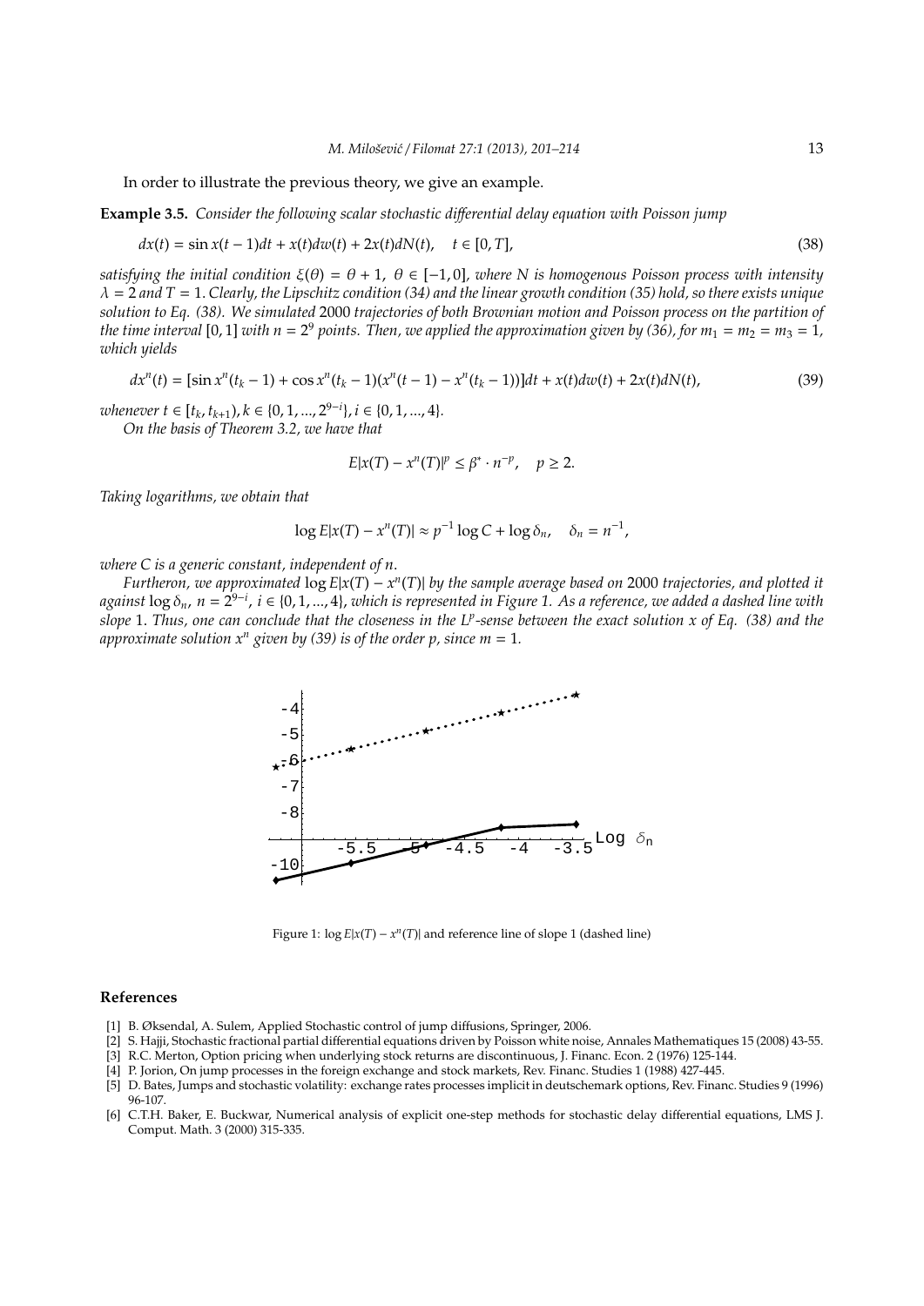In order to illustrate the previous theory, we give an example.

**Example 3.5.** *Consider the following scalar stochastic differential delay equation with Poisson jump*

$$dx(t) = \sin x(t-1)dt + x(t)dw(t) + 2x(t)dN(t), \quad t \in [0,T], \tag{38}$$

*satisfying the initial condition* $\xi(\theta) = \theta + 1$, $\theta \in [-1, 0]$, *where* $N$ *is homogenous Poisson process with intensity* $\lambda = 2$ *and* $T = 1$. *Clearly, the Lipschitz condition (34) and the linear growth condition (35) hold, so there exists unique solution to Eq. (38). We simulated* 2000 *trajectories of both Brownian motion and Poisson process on the partition of the time interval* $[0, 1]$ *with* $n = 2^9$ *points. Then, we applied the approximation given by (36), for* $m_1 = m_2 = m_3 = 1$, *which yields*

$$dx^n(t) = [\sin x^n(t_k - 1) + \cos x^n(t_k - 1)(x^n(t-1) - x^n(t_k - 1))]dt + x(t)dw(t) + 2x(t)dN(t), \tag{39}$$

*whenever* $t \in [t_k, t_{k+1})$, $k \in \{0, 1, ..., 2^{9-i}\}$, $i \in \{0, 1, ..., 4\}$.

*On the basis of Theorem 3.2, we have that*

$$E|x(T) - x^n(T)|^p \leq \beta^* \cdot n^{-p}, \quad p \geq 2.$$

*Taking logarithms, we obtain that*

$$\log E|x(T) - x^n(T)| \approx p^{-1} \log C + \log \delta_n, \quad \delta_n = n^{-1},$$

*where* $C$ *is a generic constant, independent of* $n$.

*Furtheron, we approximated* $\log E|x(T) - x^n(T)|$ *by the sample average based on* 2000 *trajectories, and plotted it against* $\log \delta_n$, $n = 2^{9-i}$, $i \in \{0, 1, ..., 4\}$, *which is represented in Figure 1. As a reference, we added a dashed line with slope* 1. *Thus, one can conclude that the closeness in the* $L^p$*-sense between the exact solution* $x$ *of Eq. (38) and the approximate solution* $x^n$ *given by (39) is of the order* $p$, *since* $m = 1$.

Figure 1: $\log E|x(T) - x^n(T)|$ and reference line of slope 1 (dashed line)

## References

[1] B. Øksendal, A. Sulem, Applied Stochastic control of jump diffusions, Springer, 2006.

[2] S. Hajji, Stochastic fractional partial differential equations driven by Poisson white noise, Annales Mathematiques 15 (2008) 43-55.

[3] R.C. Merton, Option pricing when underlying stock returns are discontinuous, J. Financ. Econ. 2 (1976) 125-144.

[4] P. Jorion, On jump processes in the foreign exchange and stock markets, Rev. Financ. Studies 1 (1988) 427-445.

[5] D. Bates, Jumps and stochastic volatility: exchange rates processes implicit in deutschemark options, Rev. Financ. Studies 9 (1996) 96-107.

[6] C.T.H. Baker, E. Buckwar, Numerical analysis of explicit one-step methods for stochastic delay differential equations, LMS J. Comput. Math. 3 (2000) 315-335.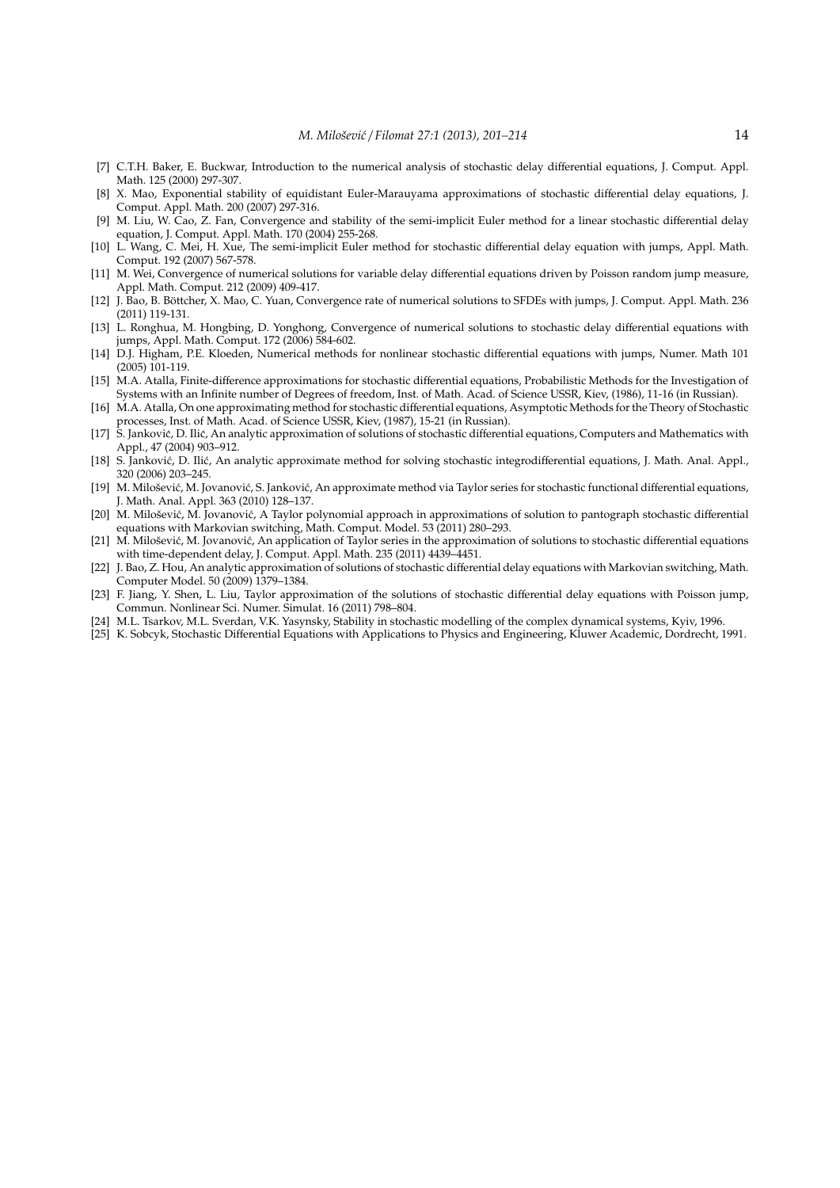[7] C.T.H. Baker, E. Buckwar, Introduction to the numerical analysis of stochastic delay differential equations, J. Comput. Appl. Math. 125 (2000) 297-307.

[8] X. Mao, Exponential stability of equidistant Euler-Marauyama approximations of stochastic differential delay equations, J. Comput. Appl. Math. 200 (2007) 297-316.

[9] M. Liu, W. Cao, Z. Fan, Convergence and stability of the semi-implicit Euler method for a linear stochastic differential delay equation, J. Comput. Appl. Math. 170 (2004) 255-268.

[10] L. Wang, C. Mei, H. Xue, The semi-implicit Euler method for stochastic differential delay equation with jumps, Appl. Math. Comput. 192 (2007) 567-578.

[11] M. Wei, Convergence of numerical solutions for variable delay differential equations driven by Poisson random jump measure, Appl. Math. Comput. 212 (2009) 409-417.

[12] J. Bao, B. Böttcher, X. Mao, C. Yuan, Convergence rate of numerical solutions to SFDEs with jumps, J. Comput. Appl. Math. 236 (2011) 119-131.

[13] L. Ronghua, M. Hongbing, D. Yonghong, Convergence of numerical solutions to stochastic delay differential equations with jumps, Appl. Math. Comput. 172 (2006) 584-602.

[14] D.J. Higham, P.E. Kloeden, Numerical methods for nonlinear stochastic differential equations with jumps, Numer. Math 101 (2005) 101-119.

[15] M.A. Atalla, Finite-difference approximations for stochastic differential equations, Probabilistic Methods for the Investigation of Systems with an Infinite number of Degrees of freedom, Inst. of Math. Acad. of Science USSR, Kiev, (1986), 11-16 (in Russian).

[16] M.A. Atalla, On one approximating method for stochastic differential equations, Asymptotic Methods for the Theory of Stochastic processes, Inst. of Math. Acad. of Science USSR, Kiev, (1987), 15-21 (in Russian).

[17] S. Janković, D. Ilić, An analytic approximation of solutions of stochastic differential equations, Computers and Mathematics with Appl., 47 (2004) 903–912.

[18] S. Janković, D. Ilić, An analytic approximate method for solving stochastic integrodifferential equations, J. Math. Anal. Appl., 320 (2006) 203–245.

[19] M. Milošević, M. Jovanović, S. Janković, An approximate method via Taylor series for stochastic functional differential equations, J. Math. Anal. Appl. 363 (2010) 128–137.

[20] M. Milošević, M. Jovanović, A Taylor polynomial approach in approximations of solution to pantograph stochastic differential equations with Markovian switching, Math. Comput. Model. 53 (2011) 280–293.

[21] M. Milošević, M. Jovanović, An application of Taylor series in the approximation of solutions to stochastic differential equations with time-dependent delay, J. Comput. Appl. Math. 235 (2011) 4439–4451.

[22] J. Bao, Z. Hou, An analytic approximation of solutions of stochastic differential delay equations with Markovian switching, Math. Computer Model. 50 (2009) 1379–1384.

[23] F. Jiang, Y. Shen, L. Liu, Taylor approximation of the solutions of stochastic differential delay equations with Poisson jump, Commun. Nonlinear Sci. Numer. Simulat. 16 (2011) 798–804.

[24] M.L. Tsarkov, M.L. Sverdan, V.K. Yasynsky, Stability in stochastic modelling of the complex dynamical systems, Kyiv, 1996.

[25] K. Sobcyk, Stochastic Differential Equations with Applications to Physics and Engineering, Kluwer Academic, Dordrecht, 1991.